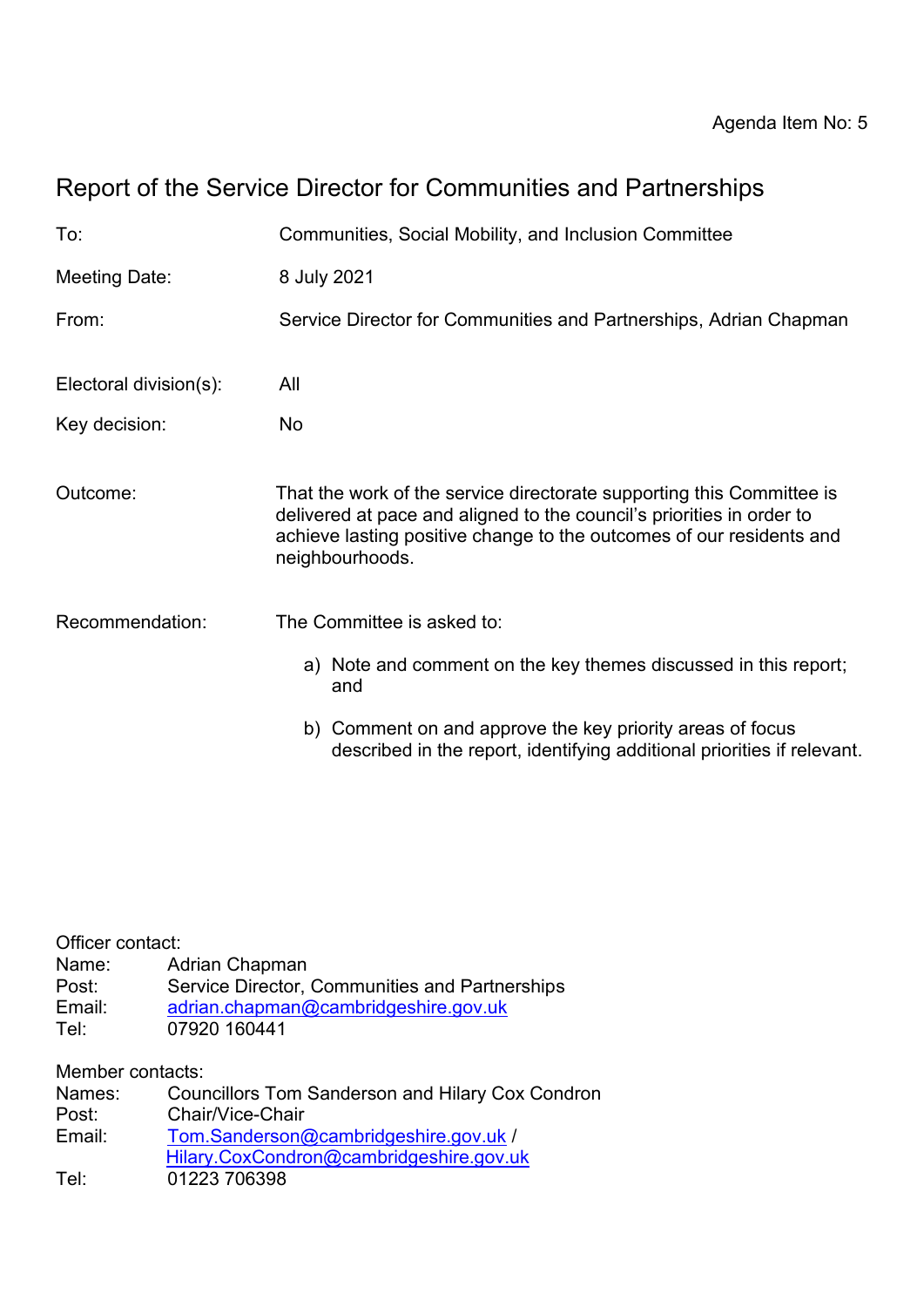Agenda Item No: 5

# Report of the Service Director for Communities and Partnerships

| | |
|---|---|
| To: | Communities, Social Mobility, and Inclusion Committee |
| Meeting Date: | 8 July 2021 |
| From: | Service Director for Communities and Partnerships, Adrian Chapman |
| Electoral division(s): | All |
| Key decision: | No |
| Outcome: | That the work of the service directorate supporting this Committee is delivered at pace and aligned to the council's priorities in order to achieve lasting positive change to the outcomes of our residents and neighbourhoods. |
| Recommendation: | The Committee is asked to: |

a) Note and comment on the key themes discussed in this report; and

b) Comment on and approve the key priority areas of focus described in the report, identifying additional priorities if relevant.

Officer contact:
Name: Adrian Chapman
Post: Service Director, Communities and Partnerships
Email: adrian.chapman@cambridgeshire.gov.uk
Tel: 07920 160441

Member contacts:
Names: Councillors Tom Sanderson and Hilary Cox Condron
Post: Chair/Vice-Chair
Email: Tom.Sanderson@cambridgeshire.gov.uk / Hilary.CoxCondron@cambridgeshire.gov.uk
Tel: 01223 706398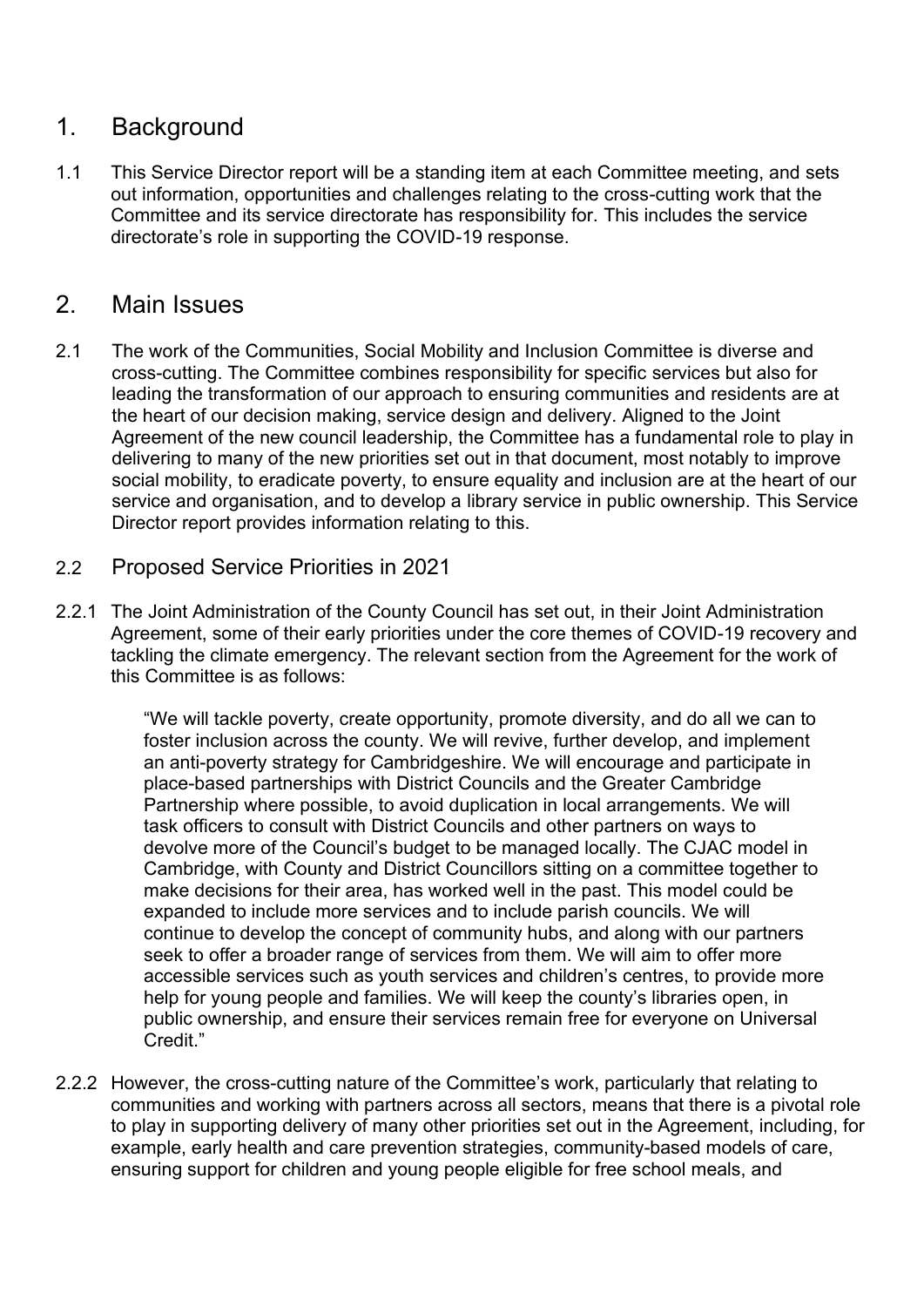## 1. Background

1.1 This Service Director report will be a standing item at each Committee meeting, and sets out information, opportunities and challenges relating to the cross-cutting work that the Committee and its service directorate has responsibility for. This includes the service directorate's role in supporting the COVID-19 response.

## 2. Main Issues

2.1 The work of the Communities, Social Mobility and Inclusion Committee is diverse and cross-cutting. The Committee combines responsibility for specific services but also for leading the transformation of our approach to ensuring communities and residents are at the heart of our decision making, service design and delivery. Aligned to the Joint Agreement of the new council leadership, the Committee has a fundamental role to play in delivering to many of the new priorities set out in that document, most notably to improve social mobility, to eradicate poverty, to ensure equality and inclusion are at the heart of our service and organisation, and to develop a library service in public ownership. This Service Director report provides information relating to this.

### 2.2 Proposed Service Priorities in 2021

2.2.1 The Joint Administration of the County Council has set out, in their Joint Administration Agreement, some of their early priorities under the core themes of COVID-19 recovery and tackling the climate emergency. The relevant section from the Agreement for the work of this Committee is as follows:

> "We will tackle poverty, create opportunity, promote diversity, and do all we can to foster inclusion across the county. We will revive, further develop, and implement an anti-poverty strategy for Cambridgeshire. We will encourage and participate in place-based partnerships with District Councils and the Greater Cambridge Partnership where possible, to avoid duplication in local arrangements. We will task officers to consult with District Councils and other partners on ways to devolve more of the Council's budget to be managed locally. The CJAC model in Cambridge, with County and District Councillors sitting on a committee together to make decisions for their area, has worked well in the past. This model could be expanded to include more services and to include parish councils. We will continue to develop the concept of community hubs, and along with our partners seek to offer a broader range of services from them. We will aim to offer more accessible services such as youth services and children's centres, to provide more help for young people and families. We will keep the county's libraries open, in public ownership, and ensure their services remain free for everyone on Universal Credit."

2.2.2 However, the cross-cutting nature of the Committee's work, particularly that relating to communities and working with partners across all sectors, means that there is a pivotal role to play in supporting delivery of many other priorities set out in the Agreement, including, for example, early health and care prevention strategies, community-based models of care, ensuring support for children and young people eligible for free school meals, and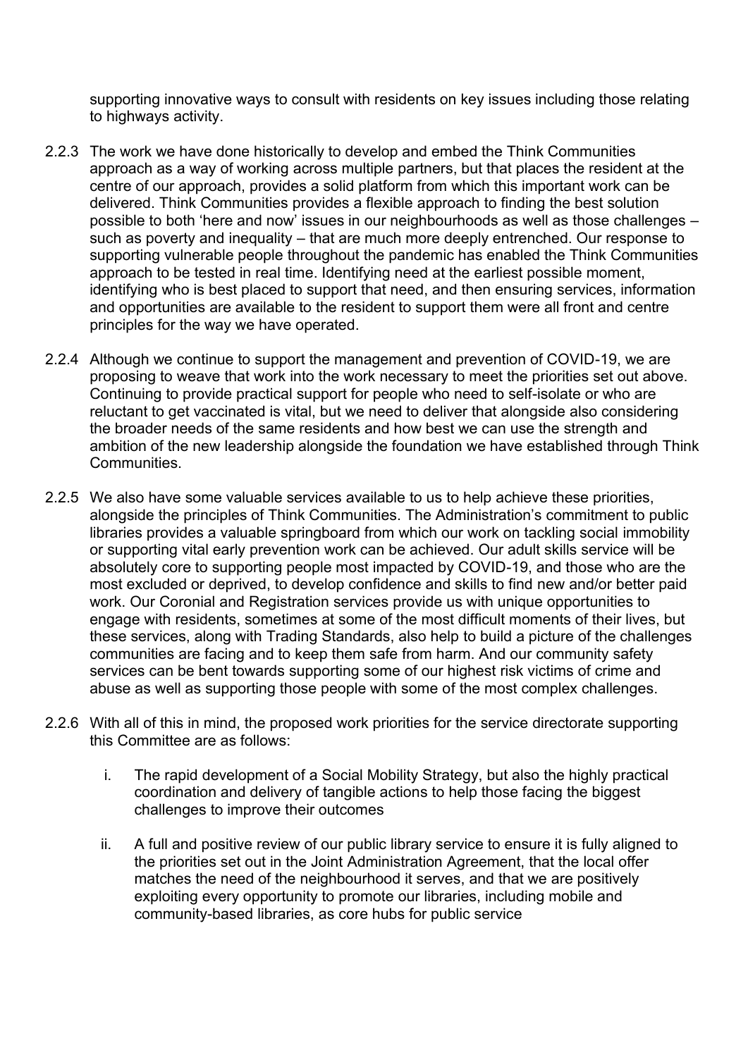supporting innovative ways to consult with residents on key issues including those relating to highways activity.

2.2.3 The work we have done historically to develop and embed the Think Communities approach as a way of working across multiple partners, but that places the resident at the centre of our approach, provides a solid platform from which this important work can be delivered. Think Communities provides a flexible approach to finding the best solution possible to both 'here and now' issues in our neighbourhoods as well as those challenges – such as poverty and inequality – that are much more deeply entrenched. Our response to supporting vulnerable people throughout the pandemic has enabled the Think Communities approach to be tested in real time. Identifying need at the earliest possible moment, identifying who is best placed to support that need, and then ensuring services, information and opportunities are available to the resident to support them were all front and centre principles for the way we have operated.

2.2.4 Although we continue to support the management and prevention of COVID-19, we are proposing to weave that work into the work necessary to meet the priorities set out above. Continuing to provide practical support for people who need to self-isolate or who are reluctant to get vaccinated is vital, but we need to deliver that alongside also considering the broader needs of the same residents and how best we can use the strength and ambition of the new leadership alongside the foundation we have established through Think Communities.

2.2.5 We also have some valuable services available to us to help achieve these priorities, alongside the principles of Think Communities. The Administration's commitment to public libraries provides a valuable springboard from which our work on tackling social immobility or supporting vital early prevention work can be achieved. Our adult skills service will be absolutely core to supporting people most impacted by COVID-19, and those who are the most excluded or deprived, to develop confidence and skills to find new and/or better paid work. Our Coronial and Registration services provide us with unique opportunities to engage with residents, sometimes at some of the most difficult moments of their lives, but these services, along with Trading Standards, also help to build a picture of the challenges communities are facing and to keep them safe from harm. And our community safety services can be bent towards supporting some of our highest risk victims of crime and abuse as well as supporting those people with some of the most complex challenges.

2.2.6 With all of this in mind, the proposed work priorities for the service directorate supporting this Committee are as follows:

i. The rapid development of a Social Mobility Strategy, but also the highly practical coordination and delivery of tangible actions to help those facing the biggest challenges to improve their outcomes

ii. A full and positive review of our public library service to ensure it is fully aligned to the priorities set out in the Joint Administration Agreement, that the local offer matches the need of the neighbourhood it serves, and that we are positively exploiting every opportunity to promote our libraries, including mobile and community-based libraries, as core hubs for public service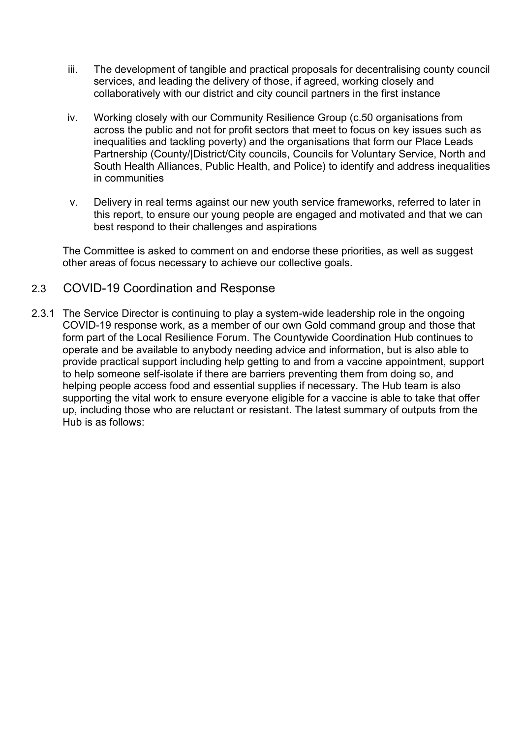iii. The development of tangible and practical proposals for decentralising county council services, and leading the delivery of those, if agreed, working closely and collaboratively with our district and city council partners in the first instance

iv. Working closely with our Community Resilience Group (c.50 organisations from across the public and not for profit sectors that meet to focus on key issues such as inequalities and tackling poverty) and the organisations that form our Place Leads Partnership (County/|District/City councils, Councils for Voluntary Service, North and South Health Alliances, Public Health, and Police) to identify and address inequalities in communities

v. Delivery in real terms against our new youth service frameworks, referred to later in this report, to ensure our young people are engaged and motivated and that we can best respond to their challenges and aspirations

The Committee is asked to comment on and endorse these priorities, as well as suggest other areas of focus necessary to achieve our collective goals.

## 2.3 COVID-19 Coordination and Response

2.3.1 The Service Director is continuing to play a system-wide leadership role in the ongoing COVID-19 response work, as a member of our own Gold command group and those that form part of the Local Resilience Forum. The Countywide Coordination Hub continues to operate and be available to anybody needing advice and information, but is also able to provide practical support including help getting to and from a vaccine appointment, support to help someone self-isolate if there are barriers preventing them from doing so, and helping people access food and essential supplies if necessary. The Hub team is also supporting the vital work to ensure everyone eligible for a vaccine is able to take that offer up, including those who are reluctant or resistant. The latest summary of outputs from the Hub is as follows: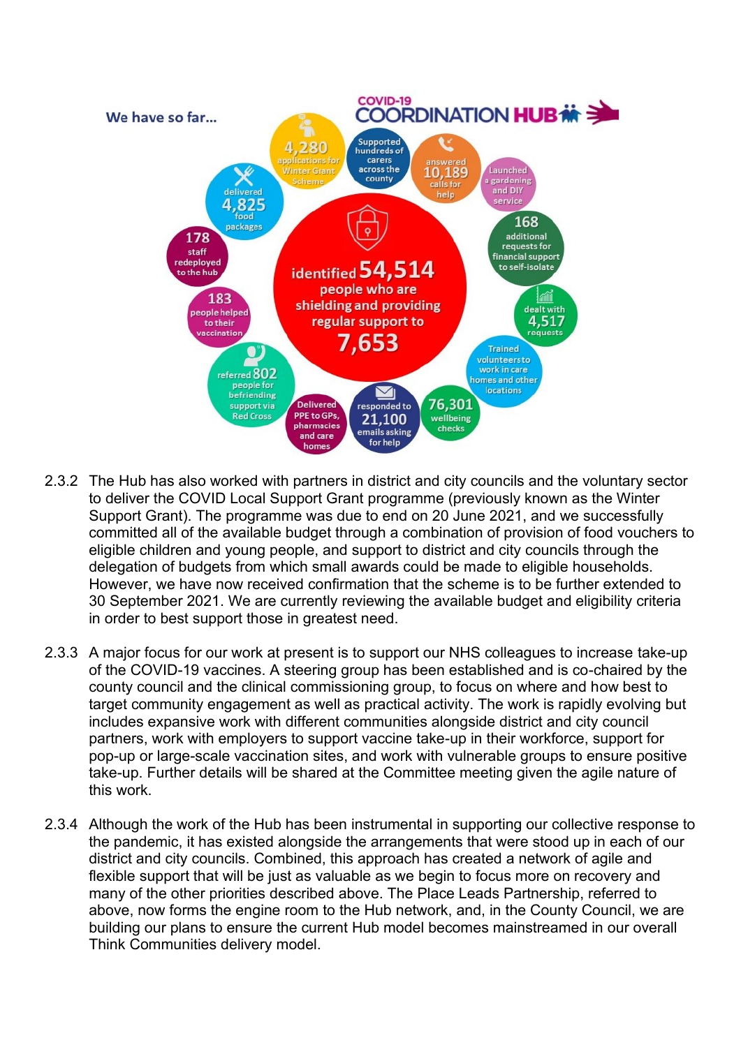We have so far...

COVID-19 COORDINATION HUB

- identified 54,514 people who are shielding and providing regular support to 7,653
- 4,280 applications for Winter Grant Scheme
- Supported hundreds of carers across the county
- answered 10,189 calls for help
- Launched a gardening and DIY service
- 168 additional requests for financial support to self-isolate
- dealt with 4,517 requests
- Trained volunteers to work in care homes and other locations
- 76,301 wellbeing checks
- responded to 21,100 emails asking for help
- Delivered PPE to GPs, pharmacies and care homes
- referred 802 people for befriending support via Red Cross
- 183 people helped to their vaccination
- 178 staff redeployed to the hub
- delivered 4,825 food packages

2.3.2 The Hub has also worked with partners in district and city councils and the voluntary sector to deliver the COVID Local Support Grant programme (previously known as the Winter Support Grant). The programme was due to end on 20 June 2021, and we successfully committed all of the available budget through a combination of provision of food vouchers to eligible children and young people, and support to district and city councils through the delegation of budgets from which small awards could be made to eligible households. However, we have now received confirmation that the scheme is to be further extended to 30 September 2021. We are currently reviewing the available budget and eligibility criteria in order to best support those in greatest need.

2.3.3 A major focus for our work at present is to support our NHS colleagues to increase take-up of the COVID-19 vaccines. A steering group has been established and is co-chaired by the county council and the clinical commissioning group, to focus on where and how best to target community engagement as well as practical activity. The work is rapidly evolving but includes expansive work with different communities alongside district and city council partners, work with employers to support vaccine take-up in their workforce, support for pop-up or large-scale vaccination sites, and work with vulnerable groups to ensure positive take-up. Further details will be shared at the Committee meeting given the agile nature of this work.

2.3.4 Although the work of the Hub has been instrumental in supporting our collective response to the pandemic, it has existed alongside the arrangements that were stood up in each of our district and city councils. Combined, this approach has created a network of agile and flexible support that will be just as valuable as we begin to focus more on recovery and many of the other priorities described above. The Place Leads Partnership, referred to above, now forms the engine room to the Hub network, and, in the County Council, we are building our plans to ensure the current Hub model becomes mainstreamed in our overall Think Communities delivery model.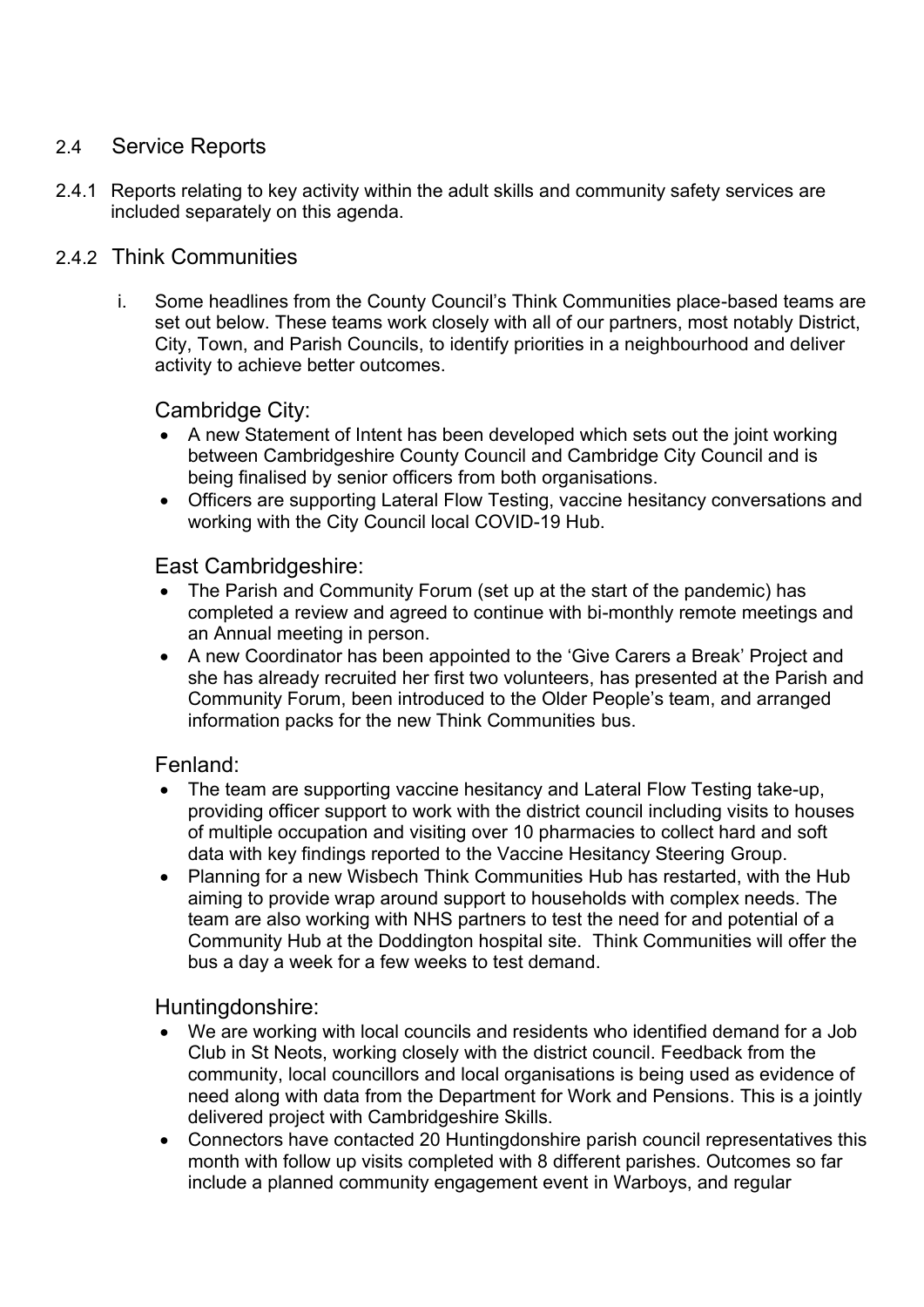## 2.4 Service Reports

2.4.1 Reports relating to key activity within the adult skills and community safety services are included separately on this agenda.

### 2.4.2 Think Communities

i. Some headlines from the County Council's Think Communities place-based teams are set out below. These teams work closely with all of our partners, most notably District, City, Town, and Parish Councils, to identify priorities in a neighbourhood and deliver activity to achieve better outcomes.

#### Cambridge City:

- A new Statement of Intent has been developed which sets out the joint working between Cambridgeshire County Council and Cambridge City Council and is being finalised by senior officers from both organisations.
- Officers are supporting Lateral Flow Testing, vaccine hesitancy conversations and working with the City Council local COVID-19 Hub.

#### East Cambridgeshire:

- The Parish and Community Forum (set up at the start of the pandemic) has completed a review and agreed to continue with bi-monthly remote meetings and an Annual meeting in person.
- A new Coordinator has been appointed to the 'Give Carers a Break' Project and she has already recruited her first two volunteers, has presented at the Parish and Community Forum, been introduced to the Older People's team, and arranged information packs for the new Think Communities bus.

#### Fenland:

- The team are supporting vaccine hesitancy and Lateral Flow Testing take-up, providing officer support to work with the district council including visits to houses of multiple occupation and visiting over 10 pharmacies to collect hard and soft data with key findings reported to the Vaccine Hesitancy Steering Group.
- Planning for a new Wisbech Think Communities Hub has restarted, with the Hub aiming to provide wrap around support to households with complex needs. The team are also working with NHS partners to test the need for and potential of a Community Hub at the Doddington hospital site. Think Communities will offer the bus a day a week for a few weeks to test demand.

#### Huntingdonshire:

- We are working with local councils and residents who identified demand for a Job Club in St Neots, working closely with the district council. Feedback from the community, local councillors and local organisations is being used as evidence of need along with data from the Department for Work and Pensions. This is a jointly delivered project with Cambridgeshire Skills.
- Connectors have contacted 20 Huntingdonshire parish council representatives this month with follow up visits completed with 8 different parishes. Outcomes so far include a planned community engagement event in Warboys, and regular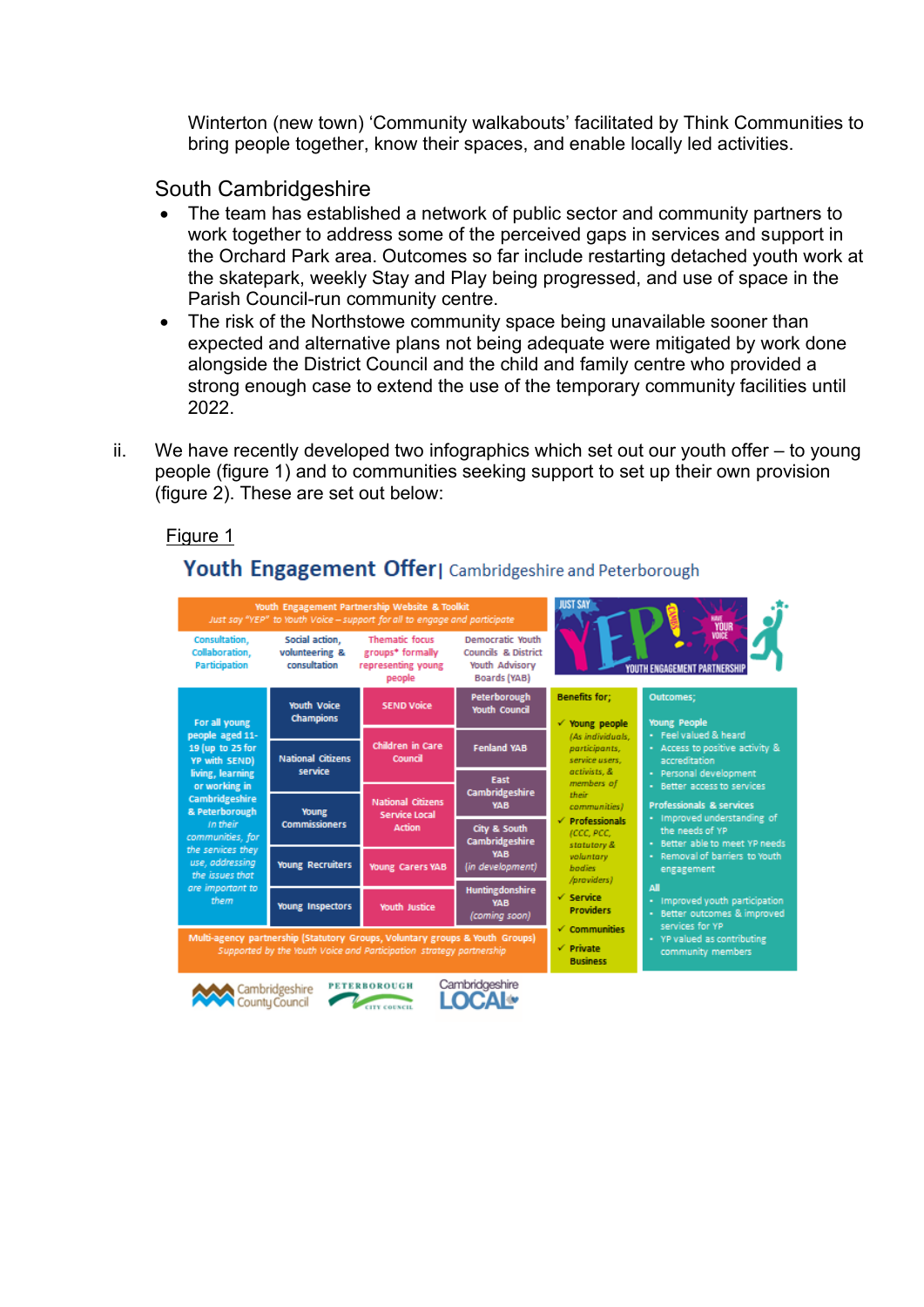Winterton (new town) ‘Community walkabouts’ facilitated by Think Communities to bring people together, know their spaces, and enable locally led activities.

South Cambridgeshire

- The team has established a network of public sector and community partners to work together to address some of the perceived gaps in services and support in the Orchard Park area. Outcomes so far include restarting detached youth work at the skatepark, weekly Stay and Play being progressed, and use of space in the Parish Council-run community centre.
- The risk of the Northstowe community space being unavailable sooner than expected and alternative plans not being adequate were mitigated by work done alongside the District Council and the child and family centre who provided a strong case to extend the use of the temporary community facilities until 2022.

ii. We have recently developed two infographics which set out our youth offer – to young people (figure 1) and to communities seeking support to set up their own provision (figure 2). These are set out below:

Figure 1

**Youth Engagement Offer** | Cambridgeshire and Peterborough

**Youth Engagement Partnership Website & Toolkit**
*Just say “YEP” to Youth Voice – support for all to engage and participate*

JUST SAY YEP! HAVE YOUR VOICE – YOUTH ENGAGEMENT PARTNERSHIP

| Consultation, Collaboration, Participation | Social action, volunteering & consultation | Thematic focus groups* formally representing young people | Democratic Youth Councils & District Youth Advisory Boards (YAB) |
|---|---|---|---|
| For all young people aged 11-19 (up to 25 for YP with SEND) living, learning or working in Cambridgeshire & Peterborough *in their communities, for the services they use, addressing the issues that are important to them* | Youth Voice Champions | SEND Voice | Peterborough Youth Council |
| | National Citizens service | Children in Care Council | Fenland YAB |
| | Young Commissioners | National Citizens Service Local Action | East Cambridgeshire YAB |
| | Young Recruiters | Young Carers YAB | City & South Cambridgeshire YAB *(in development)* |
| | Young Inspectors | Youth Justice | Huntingdonshire YAB *(coming soon)* |

**Multi-agency partnership (Statutory Groups, Voluntary groups & Youth Groups)**
*Supported by the Youth Voice and Participation strategy partnership*

**Benefits for;**
- ✓ Young people *(As individuals, participants, service users, activists, & members of their communities)*
- ✓ Professionals *(CCC, PCC, statutory & voluntary bodies /providers)*
- ✓ Service Providers
- ✓ Communities
- ✓ Private Business

**Outcomes;**

Young People
- Feel valued & heard
- Access to positive activity & accreditation
- Personal development
- Better access to services

Professionals & services
- Improved understanding of the needs of YP
- Better able to meet YP needs
- Removal of barriers to Youth engagement

All
- Improved youth participation
- Better outcomes & improved services for YP
- YP valued as contributing community members

Cambridgeshire County Council | Peterborough City Council | Cambridgeshire LOCAL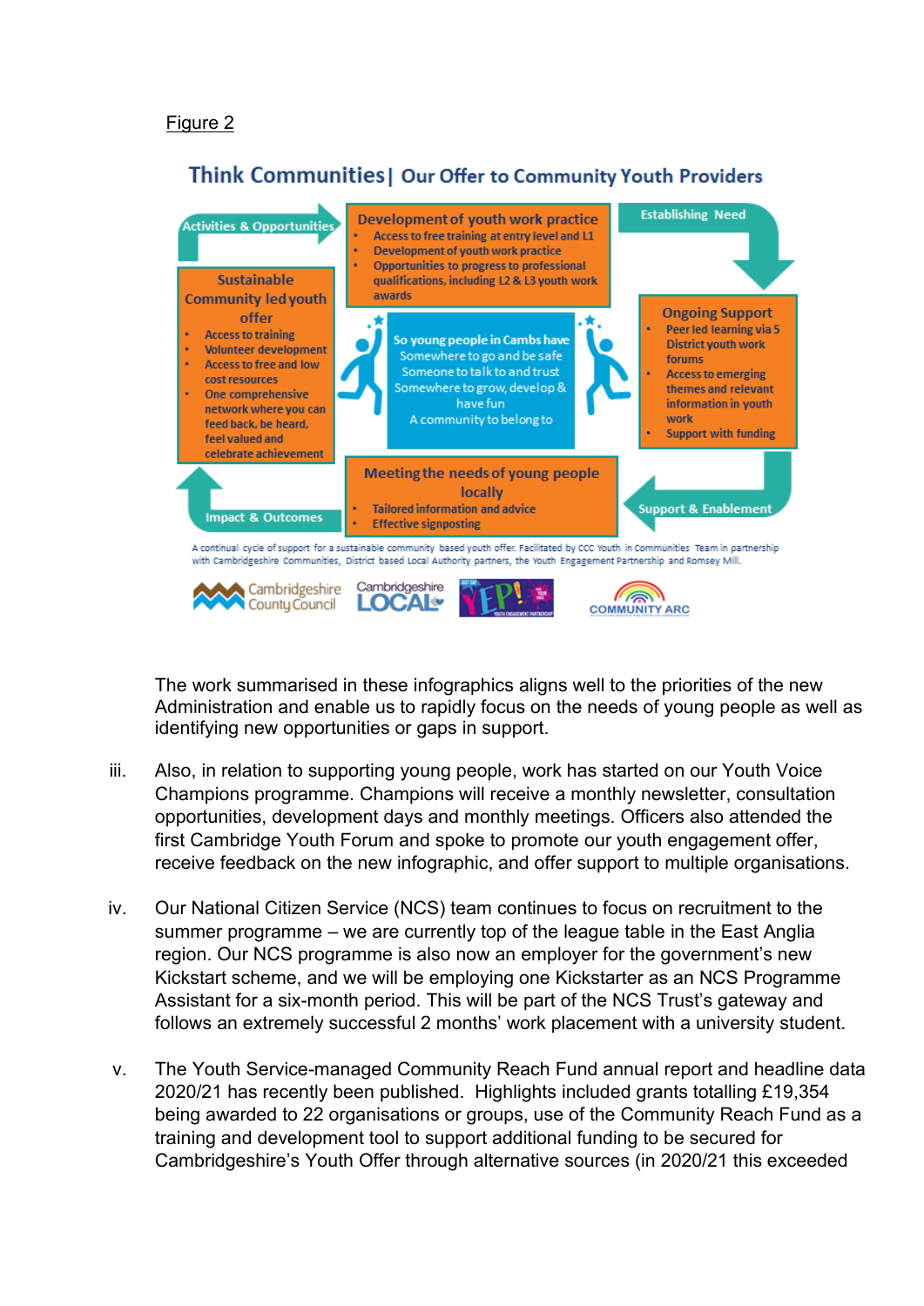Figure 2

## Think Communities | Our Offer to Community Youth Providers

**Activities & Opportunities**

**Development of youth work practice**
- Access to free training at entry level and L1
- Development of youth work practice
- Opportunities to progress to professional qualifications, including L2 & L3 youth work awards

**Establishing Need**

**Sustainable Community led youth offer**
- Access to training
- Volunteer development
- Access to free and low cost resources
- One comprehensive network where you can feed back, be heard, feel valued and celebrate achievement

**So young people in Cambs have**
Somewhere to go and be safe
Someone to talk to and trust
Somewhere to grow, develop & have fun
A community to belong to

**Ongoing Support**
- Peer led learning via 5 District youth work forums
- Access to emerging themes and relevant information in youth work
- Support with funding

**Impact & Outcomes**

**Meeting the needs of young people locally**
- Tailored information and advice
- Effective signposting

**Support & Enablement**

A continual cycle of support for a sustainable community based youth offer. Facilitated by CCC Youth in Communities Team in partnership with Cambridgeshire Communities, District based Local Authority partners, the Youth Engagement Partnership and Romsey Mill.

Cambridgeshire County Council | Cambridgeshire LOCAL | YEP! Youth Engagement Partnership | COMMUNITY ARC

The work summarised in these infographics aligns well to the priorities of the new Administration and enable us to rapidly focus on the needs of young people as well as identifying new opportunities or gaps in support.

iii. Also, in relation to supporting young people, work has started on our Youth Voice Champions programme. Champions will receive a monthly newsletter, consultation opportunities, development days and monthly meetings. Officers also attended the first Cambridge Youth Forum and spoke to promote our youth engagement offer, receive feedback on the new infographic, and offer support to multiple organisations.

iv. Our National Citizen Service (NCS) team continues to focus on recruitment to the summer programme – we are currently top of the league table in the East Anglia region. Our NCS programme is also now an employer for the government's new Kickstart scheme, and we will be employing one Kickstarter as an NCS Programme Assistant for a six-month period. This will be part of the NCS Trust's gateway and follows an extremely successful 2 months' work placement with a university student.

v. The Youth Service-managed Community Reach Fund annual report and headline data 2020/21 has recently been published. Highlights included grants totalling £19,354 being awarded to 22 organisations or groups, use of the Community Reach Fund as a training and development tool to support additional funding to be secured for Cambridgeshire's Youth Offer through alternative sources (in 2020/21 this exceeded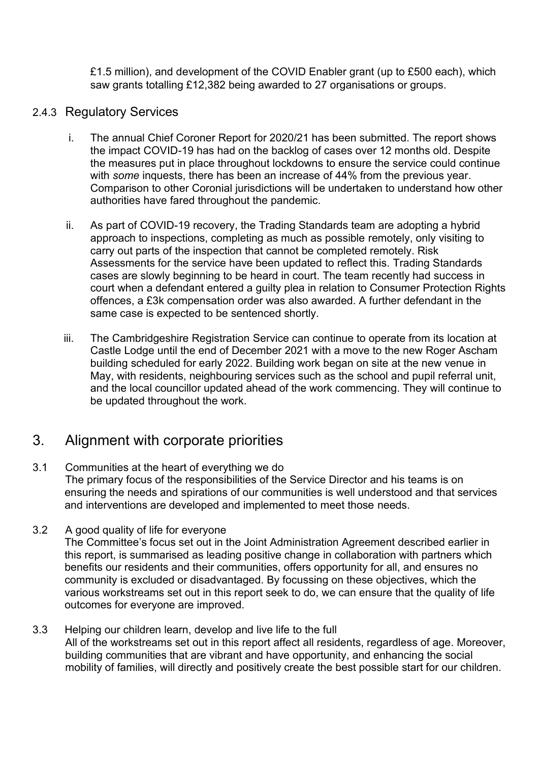£1.5 million), and development of the COVID Enabler grant (up to £500 each), which saw grants totalling £12,382 being awarded to 27 organisations or groups.

### 2.4.3 Regulatory Services

i. The annual Chief Coroner Report for 2020/21 has been submitted. The report shows the impact COVID-19 has had on the backlog of cases over 12 months old. Despite the measures put in place throughout lockdowns to ensure the service could continue with *some* inquests, there has been an increase of 44% from the previous year. Comparison to other Coronial jurisdictions will be undertaken to understand how other authorities have fared throughout the pandemic.

ii. As part of COVID-19 recovery, the Trading Standards team are adopting a hybrid approach to inspections, completing as much as possible remotely, only visiting to carry out parts of the inspection that cannot be completed remotely. Risk Assessments for the service have been updated to reflect this. Trading Standards cases are slowly beginning to be heard in court. The team recently had success in court when a defendant entered a guilty plea in relation to Consumer Protection Rights offences, a £3k compensation order was also awarded. A further defendant in the same case is expected to be sentenced shortly.

iii. The Cambridgeshire Registration Service can continue to operate from its location at Castle Lodge until the end of December 2021 with a move to the new Roger Ascham building scheduled for early 2022. Building work began on site at the new venue in May, with residents, neighbouring services such as the school and pupil referral unit, and the local councillor updated ahead of the work commencing. They will continue to be updated throughout the work.

## 3. Alignment with corporate priorities

3.1 Communities at the heart of everything we do

The primary focus of the responsibilities of the Service Director and his teams is on ensuring the needs and spirations of our communities is well understood and that services and interventions are developed and implemented to meet those needs.

3.2 A good quality of life for everyone

The Committee's focus set out in the Joint Administration Agreement described earlier in this report, is summarised as leading positive change in collaboration with partners which benefits our residents and their communities, offers opportunity for all, and ensures no community is excluded or disadvantaged. By focussing on these objectives, which the various workstreams set out in this report seek to do, we can ensure that the quality of life outcomes for everyone are improved.

3.3 Helping our children learn, develop and live life to the full

All of the workstreams set out in this report affect all residents, regardless of age. Moreover, building communities that are vibrant and have opportunity, and enhancing the social mobility of families, will directly and positively create the best possible start for our children.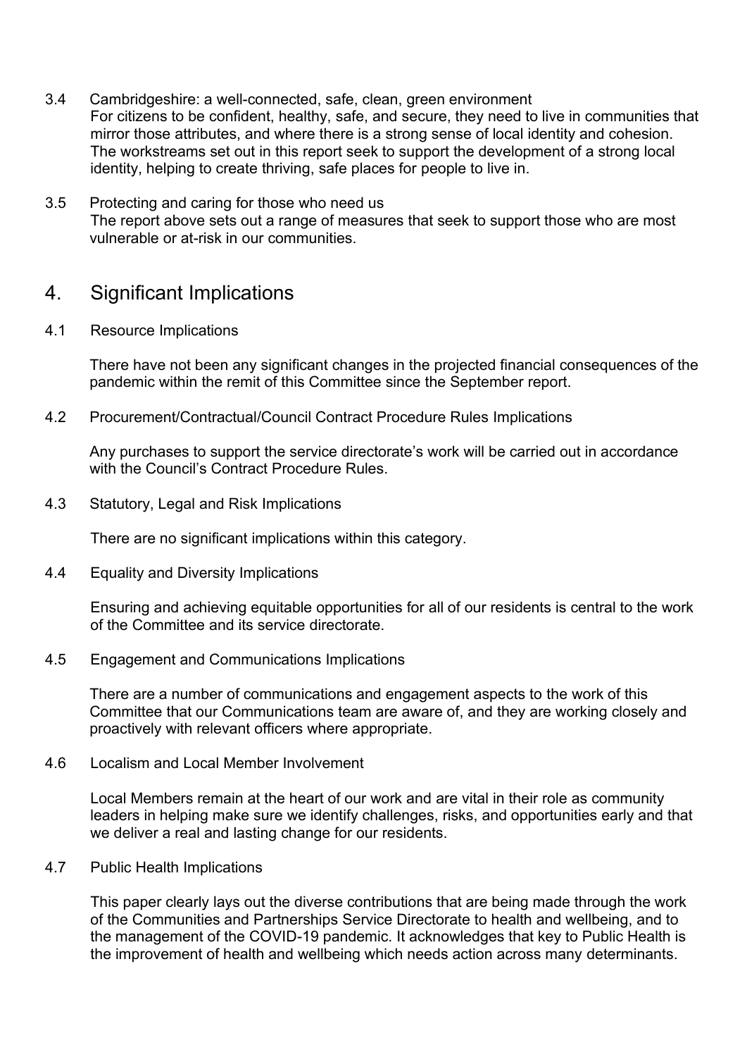3.4 Cambridgeshire: a well-connected, safe, clean, green environment

For citizens to be confident, healthy, safe, and secure, they need to live in communities that mirror those attributes, and where there is a strong sense of local identity and cohesion. The workstreams set out in this report seek to support the development of a strong local identity, helping to create thriving, safe places for people to live in.

3.5 Protecting and caring for those who need us

The report above sets out a range of measures that seek to support those who are most vulnerable or at-risk in our communities.

## 4. Significant Implications

4.1 Resource Implications

There have not been any significant changes in the projected financial consequences of the pandemic within the remit of this Committee since the September report.

4.2 Procurement/Contractual/Council Contract Procedure Rules Implications

Any purchases to support the service directorate's work will be carried out in accordance with the Council's Contract Procedure Rules.

4.3 Statutory, Legal and Risk Implications

There are no significant implications within this category.

4.4 Equality and Diversity Implications

Ensuring and achieving equitable opportunities for all of our residents is central to the work of the Committee and its service directorate.

4.5 Engagement and Communications Implications

There are a number of communications and engagement aspects to the work of this Committee that our Communications team are aware of, and they are working closely and proactively with relevant officers where appropriate.

4.6 Localism and Local Member Involvement

Local Members remain at the heart of our work and are vital in their role as community leaders in helping make sure we identify challenges, risks, and opportunities early and that we deliver a real and lasting change for our residents.

4.7 Public Health Implications

This paper clearly lays out the diverse contributions that are being made through the work of the Communities and Partnerships Service Directorate to health and wellbeing, and to the management of the COVID-19 pandemic. It acknowledges that key to Public Health is the improvement of health and wellbeing which needs action across many determinants.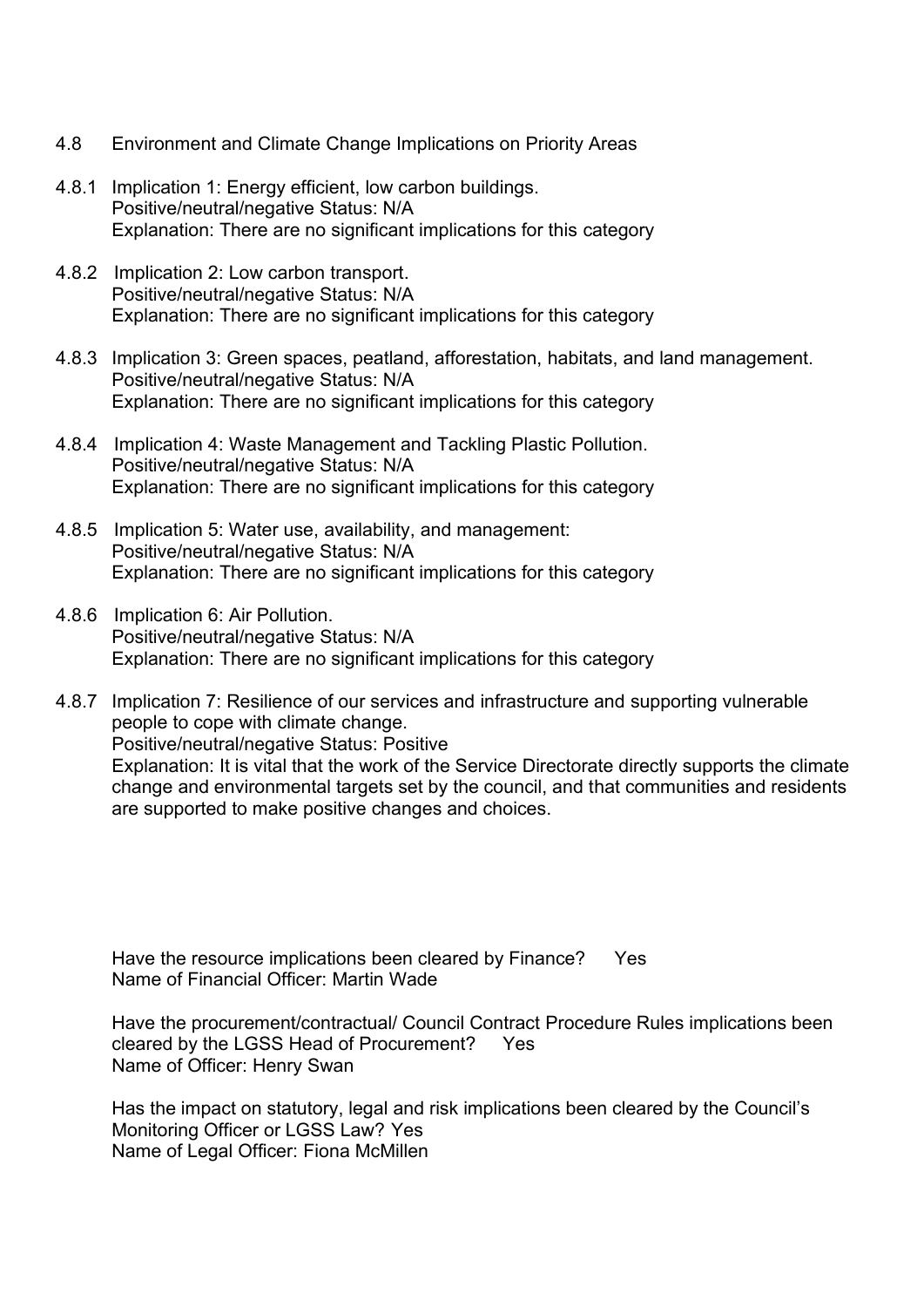4.8 Environment and Climate Change Implications on Priority Areas

4.8.1 Implication 1: Energy efficient, low carbon buildings.
Positive/neutral/negative Status: N/A
Explanation: There are no significant implications for this category

4.8.2 Implication 2: Low carbon transport.
Positive/neutral/negative Status: N/A
Explanation: There are no significant implications for this category

4.8.3 Implication 3: Green spaces, peatland, afforestation, habitats, and land management.
Positive/neutral/negative Status: N/A
Explanation: There are no significant implications for this category

4.8.4 Implication 4: Waste Management and Tackling Plastic Pollution.
Positive/neutral/negative Status: N/A
Explanation: There are no significant implications for this category

4.8.5 Implication 5: Water use, availability, and management:
Positive/neutral/negative Status: N/A
Explanation: There are no significant implications for this category

4.8.6 Implication 6: Air Pollution.
Positive/neutral/negative Status: N/A
Explanation: There are no significant implications for this category

4.8.7 Implication 7: Resilience of our services and infrastructure and supporting vulnerable people to cope with climate change.
Positive/neutral/negative Status: Positive
Explanation: It is vital that the work of the Service Directorate directly supports the climate change and environmental targets set by the council, and that communities and residents are supported to make positive changes and choices.

Have the resource implications been cleared by Finance? Yes
Name of Financial Officer: Martin Wade

Have the procurement/contractual/ Council Contract Procedure Rules implications been cleared by the LGSS Head of Procurement? Yes
Name of Officer: Henry Swan

Has the impact on statutory, legal and risk implications been cleared by the Council's Monitoring Officer or LGSS Law? Yes
Name of Legal Officer: Fiona McMillen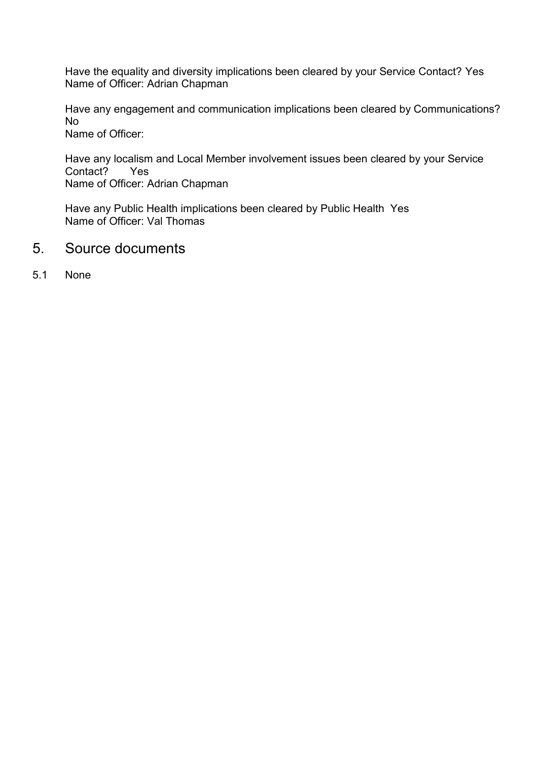Have the equality and diversity implications been cleared by your Service Contact? Yes
Name of Officer: Adrian Chapman

Have any engagement and communication implications been cleared by Communications? No
Name of Officer:

Have any localism and Local Member involvement issues been cleared by your Service Contact? Yes
Name of Officer: Adrian Chapman

Have any Public Health implications been cleared by Public Health Yes
Name of Officer: Val Thomas

## 5. Source documents

5.1 None